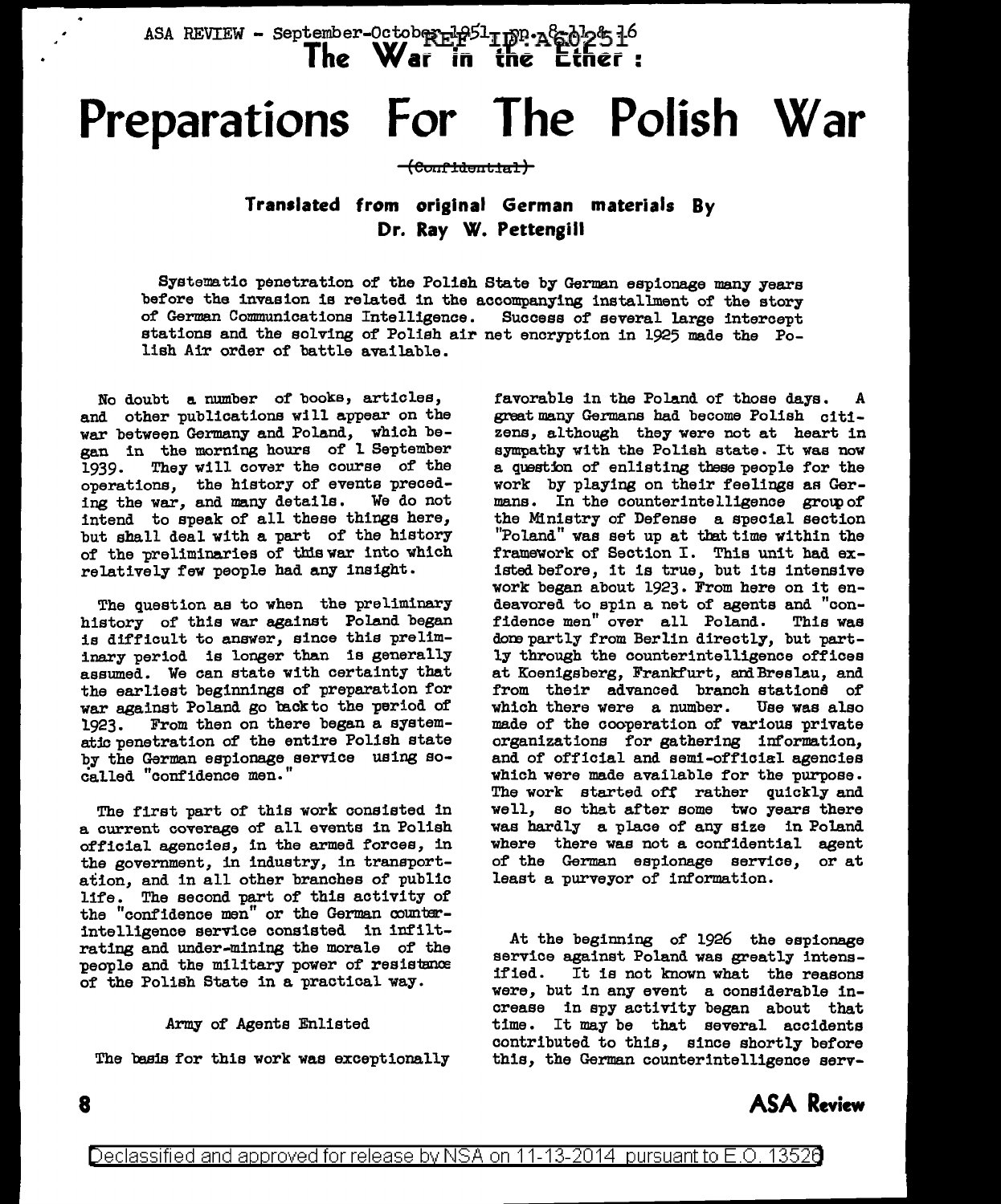ASA REVIEW - September-October 1951 - pp. 8-11 & 16 REF ID:A60251

# The War in the Ether:

# Preparations For The Polish War

~~(Confidential)~~

### Translated from original German materials By Dr. Ray W. Pettengill

Systematic penetration of the Polish State by German espionage many years before the invasion is related in the accompanying installment of the story of German Communications Intelligence. Success of several large intercept stations and the solving of Polish air net encryption in 1925 made the Polish Air order of battle available.

No doubt a number of books, articles, and other publications will appear on the war between Germany and Poland, which began in the morning hours of 1 September 1939. They will cover the course of the operations, the history of events preceding the war, and many details. We do not intend to speak of all these things here, but shall deal with a part of the history of the preliminaries of this war into which relatively few people had any insight.

The question as to when the preliminary history of this war against Poland began is difficult to answer, since this preliminary period is longer than is generally assumed. We can state with certainty that the earliest beginnings of preparation for war against Poland go back to the period of 1923. From then on there began a systematic penetration of the entire Polish state by the German espionage service using so-called "confidence men."

The first part of this work consisted in a current coverage of all events in Polish official agencies, in the armed forces, in the government, in industry, in transportation, and in all other branches of public life. The second part of this activity of the "confidence men" or the German counterintelligence service consisted in infiltrating and under-mining the morale of the people and the military power of resistance of the Polish State in a practical way.

## Army of Agents Enlisted

The basis for this work was exceptionally favorable in the Poland of those days. A great many Germans had become Polish citizens, although they were not at heart in sympathy with the Polish state. It was now a question of enlisting these people for the work by playing on their feelings as Germans. In the counterintelligence group of the Ministry of Defense a special section "Poland" was set up at that time within the framework of Section I. This unit had existed before, it is true, but its intensive work began about 1923. From here on it endeavored to spin a net of agents and "confidence men" over all Poland. This was done partly from Berlin directly, but partly through the counterintelligence offices at Koenigsberg, Frankfurt, and Breslau, and from their advanced branch stations of which there were a number. Use was also made of the cooperation of various private organizations for gathering information, and of official and semi-official agencies which were made available for the purpose. The work started off rather quickly and well, so that after some two years there was hardly a place of any size in Poland where there was not a confidential agent of the German espionage service, or at least a purveyor of information.

At the beginning of 1926 the espionage service against Poland was greatly intensified. It is not known what the reasons were, but in any event a considerable increase in spy activity began about that time. It may be that several accidents contributed to this, since shortly before this, the German counterintelligence serv-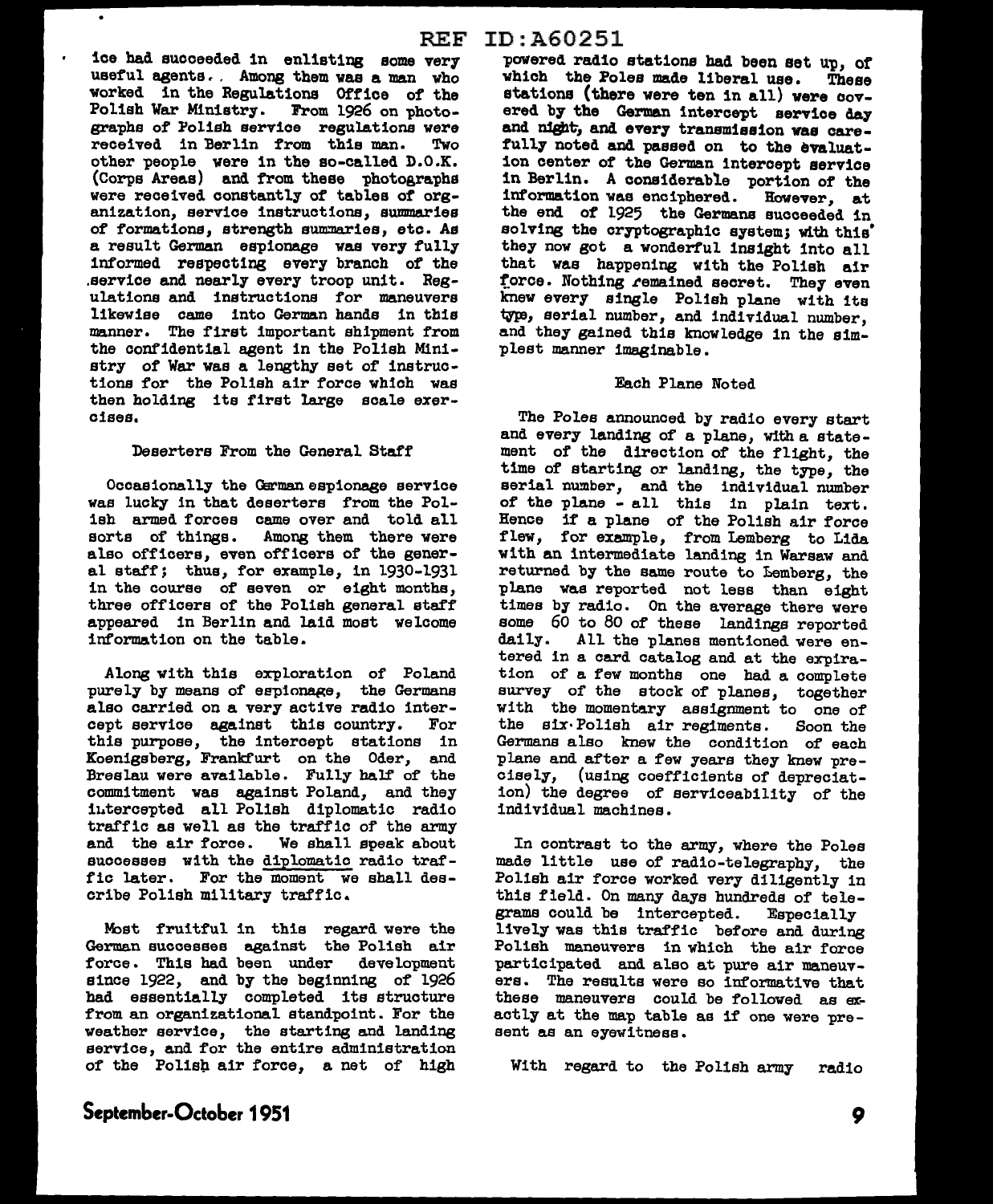ice had succeeded in enlisting some very useful agents. Among them was a man who worked in the Regulations Office of the Polish War Ministry. From 1926 on photographs of Polish service regulations were received in Berlin from this man. Two other people were in the so-called D.O.K. (Corps Areas) and from these photographs were received constantly of tables of organization, service instructions, summaries of formations, strength summaries, etc. As a result German espionage was very fully informed respecting every branch of the service and nearly every troop unit. Regulations and instructions for maneuvers likewise came into German hands in this manner. The first important shipment from the confidential agent in the Polish Ministry of War was a lengthy set of instructions for the Polish air force which was then holding its first large scale exercises.

### Deserters From the General Staff

Occasionally the German espionage service was lucky in that deserters from the Polish armed forces came over and told all sorts of things. Among them there were also officers, even officers of the general staff; thus, for example, in 1930-1931 in the course of seven or eight months, three officers of the Polish general staff appeared in Berlin and laid most welcome information on the table.

Along with this exploration of Poland purely by means of espionage, the Germans also carried on a very active radio intercept service against this country. For this purpose, the intercept stations in Koenigsberg, Frankfurt on the Oder, and Breslau were available. Fully half of the commitment was against Poland, and they intercepted all Polish diplomatic radio traffic as well as the traffic of the army and the air force. We shall speak about successes with the diplomatic radio traffic later. For the moment we shall describe Polish military traffic.

Most fruitful in this regard were the German successes against the Polish air force. This had been under development since 1922, and by the beginning of 1926 had essentially completed its structure from an organizational standpoint. For the weather service, the starting and landing service, and for the entire administration of the Polish air force, a net of high powered radio stations had been set up, of which the Poles made liberal use. These stations (there were ten in all) were covered by the German intercept service day and night, and every transmission was carefully noted and passed on to the evaluation center of the German intercept service in Berlin. A considerable portion of the information was enciphered. However, at the end of 1925 the Germans succeeded in solving the cryptographic system; with this they now got a wonderful insight into all that was happening with the Polish air force. Nothing remained secret. They even knew every single Polish plane with its type, serial number, and individual number, and they gained this knowledge in the simplest manner imaginable.

### Each Plane Noted

The Poles announced by radio every start and every landing of a plane, with a statement of the direction of the flight, the time of starting or landing, the type, the serial number, and the individual number of the plane - all this in plain text. Hence if a plane of the Polish air force flew, for example, from Lemberg to Lida with an intermediate landing in Warsaw and returned by the same route to Lemberg, the plane was reported not less than eight times by radio. On the average there were some 60 to 80 of these landings reported daily. All the planes mentioned were entered in a card catalog and at the expiration of a few months one had a complete survey of the stock of planes, together with the momentary assignment to one of the six Polish air regiments. Soon the Germans also knew the condition of each plane and after a few years they knew precisely, (using coefficients of depreciation) the degree of serviceability of the individual machines.

In contrast to the army, where the Poles made little use of radio-telegraphy, the Polish air force worked very diligently in this field. On many days hundreds of telegrams could be intercepted. Especially lively was this traffic before and during Polish maneuvers in which the air force participated and also at pure air maneuvers. The results were so informative that these maneuvers could be followed as exactly at the map table as if one were present as an eyewitness.

With regard to the Polish army radio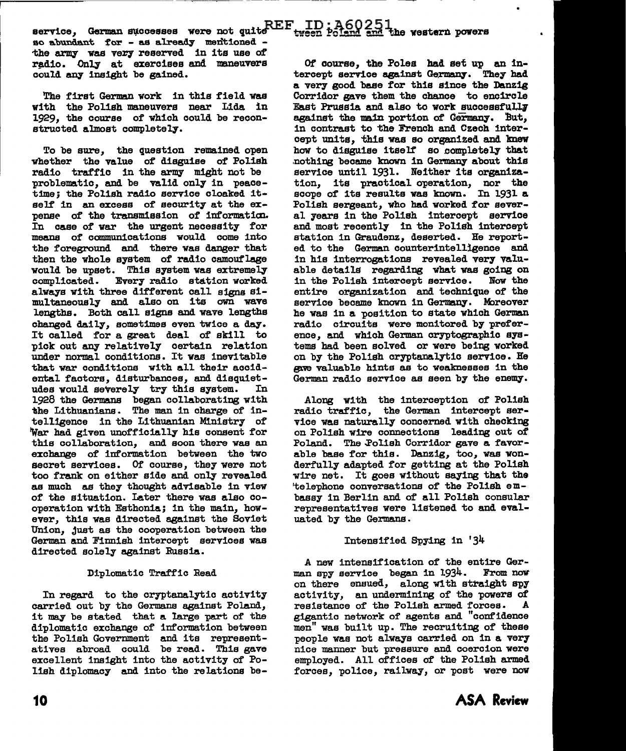service, German successes were not quite so abundant for - as already mentioned - the army was very reserved in its use of radio. Only at exercises and maneuvers could any insight be gained.

The first German work in this field was with the Polish maneuvers near Lida in 1929, the course of which could be reconstructed almost completely.

To be sure, the question remained open whether the value of disguise of Polish radio traffic in the army might not be problematic, and be valid only in peacetime; the Polish radio service cloaked itself in an excess of security at the expense of the transmission of information. In case of war the urgent necessity for means of communications would come into the foreground and there was danger that then the whole system of radio camouflage would be upset. This system was extremely complicated. Every radio station worked always with three different call signs simultaneously and also on its own wave lengths. Both call signs and wave lengths changed daily, sometimes even twice a day. It called for a great deal of skill to pick out any relatively certain relation under normal conditions. It was inevitable that war conditions with all their accidental factors, disturbances, and disquietudes would severely try this system. In 1928 the Germans began collaborating with the Lithuanians. The man in charge of intelligence in the Lithuanian Ministry of War had given unofficially his consent for this collaboration, and soon there was an exchange of information between the two secret services. Of course, they were not too frank on either side and only revealed as much as they thought advisable in view of the situation. Later there was also cooperation with Esthonia; in the main, however, this was directed against the Soviet Union, just as the cooperation between the German and Finnish intercept services was directed solely against Russia.

## Diplomatic Traffic Read

In regard to the cryptanalytic activity carried out by the Germans against Poland, it may be stated that a large part of the diplomatic exchange of information between the Polish Government and its representatives abroad could be read. This gave excellent insight into the activity of Polish diplomacy and into the relations between Poland and the western powers

Of course, the Poles had set up an intercept service against Germany. They had a very good base for this since the Danzig Corridor gave them the chance to encircle East Prussia and also to work successfully against the main portion of Germany. But, in contrast to the French and Czech intercept units, this was so organized and knew how to disguise itself so completely that nothing became known in Germany about this service until 1931. Neither its organization, its practical operation, nor the scope of its results was known. In 1931 a Polish sergeant, who had worked for several years in the Polish intercept service and most recently in the Polish intercept station in Graudenz, deserted. He reported to the German counterintelligence and in his interrogations revealed very valuable details regarding what was going on in the Polish intercept service. Now the entire organization and technique of the service became known in Germany. Moreover he was in a position to state which German radio circuits were monitored by preference, and which German cryptographic systems had been solved or were being worked on by the Polish cryptanalytic service. He gave valuable hints as to weaknesses in the German radio service as seen by the enemy.

Along with the interception of Polish radio traffic, the German intercept service was naturally concerned with checking on Polish wire connections leading out of Poland. The Polish Corridor gave a favorable base for this. Danzig, too, was wonderfully adapted for getting at the Polish wire net. It goes without saying that the telephone conversations of the Polish embassy in Berlin and of all Polish consular representatives were listened to and evaluated by the Germans.

## Intensified Spying in '34

A new intensification of the entire German spy service began in 1934. From now on there ensued, along with straight spy activity, an undermining of the powers of resistance of the Polish armed forces. A gigantic network of agents and "confidence men" was built up. The recruiting of these people was not always carried on in a very nice manner but pressure and coercion were employed. All offices of the Polish armed forces, police, railway, or post were now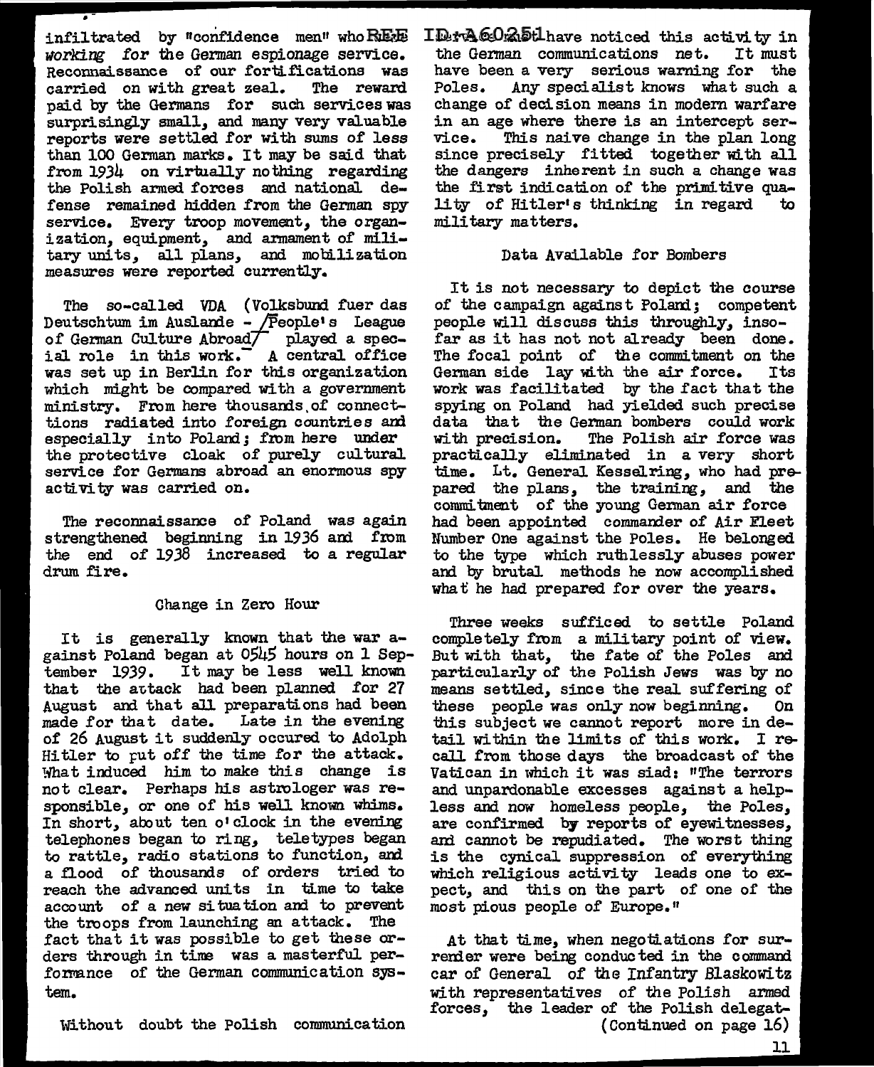infiltrated by "confidence men" who were *working* for the German espionage service. Reconnaissance of our fortifications was carried on with great zeal. The reward paid by the Germans for such services was surprisingly small, and many very valuable reports were settled for with sums of less than 100 German marks. It may be said that from 1934 on virtually nothing regarding the Polish armed forces and national defense remained hidden from the German spy service. Every troop movement, the organization, equipment, and armament of military units, all plans, and mobilization measures were reported currently.

The so-called VDA (Volksbund fuer das Deutschtum im Auslande - /People's League of German Culture Abroad/ played a special role in this work. A central office was set up in Berlin for this organization which might be compared with a government ministry. From here thousands of connecttions radiated into foreign countries and especially into Poland; from here under the protective cloak of purely cultural service for Germans abroad an enormous spy activity was carried on.

The reconnaissance of Poland was again strengthened beginning in 1936 and from the end of 1938 increased to a regular drum fire.

## Change in Zero Hour

It is generally known that the war against Poland began at 0545 hours on 1 September 1939. It may be less well known that the attack had been planned for 27 August and that all preparations had been made for that date. Late in the evening of 26 August it suddenly occured to Adolph Hitler to put off the time for the attack. What induced him to make this change is not clear. Perhaps his astrologer was responsible, or one of his well known whims. In short, about ten o'clock in the evening telephones began to ring, teletypes began to rattle, radio stations to function, and a flood of thousands of orders tried to reach the advanced units in time to take account of a new situation and to prevent the troops from launching an attack. The fact that it was possible to get these orders through in time was a masterful performance of the German communication system.

Without doubt the Polish communication have noticed this activity in the German communications net. It must have been a very serious warning for the Poles. Any specialist knows what such a change of decision means in modern warfare in an age where there is an intercept service. This naive change in the plan long since precisely fitted together with all the dangers inherent in such a change was the first indication of the primitive quality of Hitler's thinking in regard to military matters.

## Data Available for Bombers

It is not necessary to depict the course of the campaign against Poland; competent people will discuss this throughly, insofar as it has not not already been done. The focal point of the commitment on the German side lay with the air force. Its work was facilitated by the fact that the spying on Poland had yielded such precise data that the German bombers could work with precision. The Polish air force was practically eliminated in a very short time. Lt. General Kesselring, who had prepared the plans, the training, and the commitment of the young German air force had been appointed commander of Air Fleet Number One against the Poles. He belonged to the type which ruthlessly abuses power and by brutal methods he now accomplished what he had prepared for over the years.

Three weeks sufficed to settle Poland completely from a military point of view. But with that, the fate of the Poles and particularly of the Polish Jews was by no means settled, since the real suffering of these people was only now beginning. On this subject we cannot report more in detail within the limits of this work. I recall from those days the broadcast of the Vatican in which it was siad: "The terrors and unpardonable excesses against a helpless and now homeless people, the Poles, are confirmed by reports of eyewitnesses, and cannot be repudiated. The worst thing is the cynical suppression of everything which religious activity leads one to expect, and this on the part of one of the most pious people of Europe."

At that time, when negotiations for surrender were being conducted in the command car of General of the Infantry Blaskowitz with representatives of the Polish armed forces, the leader of the Polish delegat-

(Continued on page 16)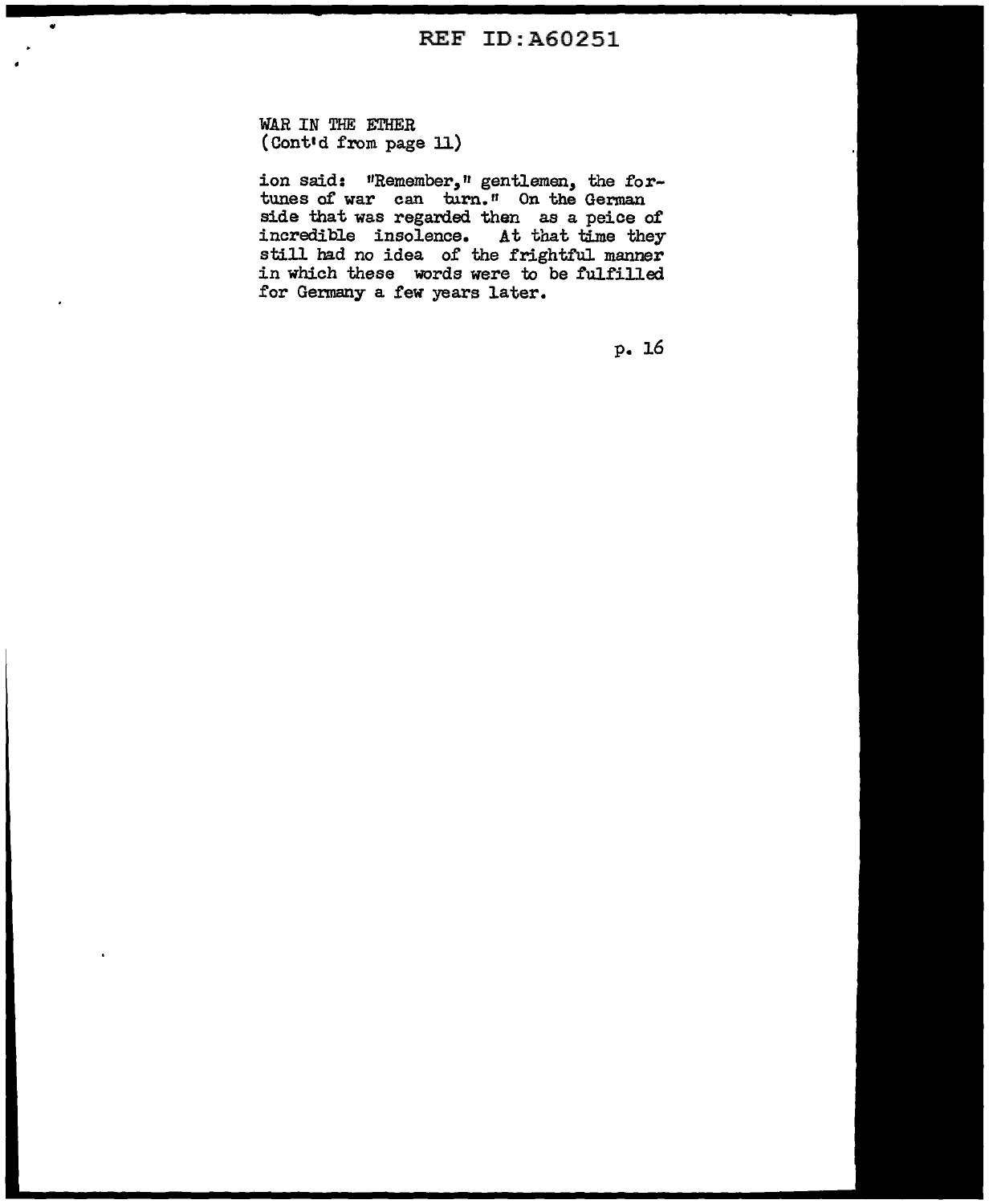WAR IN THE ETHER
(Cont'd from page 11)

ion said: "Remember," gentlemen, the fortunes of war can turn." On the German side that was regarded then as a peice of incredible insolence. At that time they still had no idea of the frightful manner in which these words were to be fulfilled for Germany a few years later.

p. 16